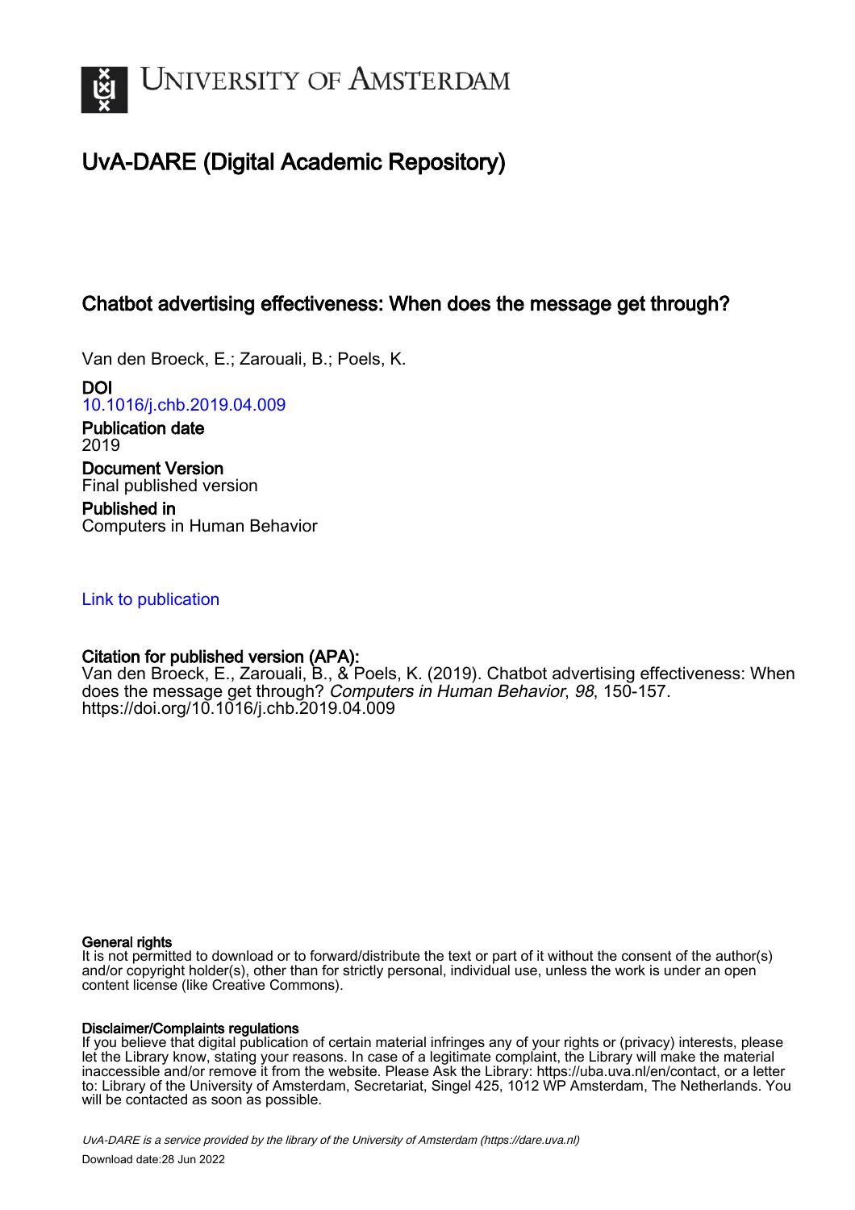# UNIVERSITY OF AMSTERDAM

## UvA-DARE (Digital Academic Repository)

### Chatbot advertising effectiveness: When does the message get through?

Van den Broeck, E.; Zarouali, B.; Poels, K.

**DOI**
10.1016/j.chb.2019.04.009

**Publication date**
2019

**Document Version**
Final published version

**Published in**
Computers in Human Behavior

Link to publication

**Citation for published version (APA):**
Van den Broeck, E., Zarouali, B., & Poels, K. (2019). Chatbot advertising effectiveness: When does the message get through? *Computers in Human Behavior*, *98*, 150-157. https://doi.org/10.1016/j.chb.2019.04.009

**General rights**
It is not permitted to download or to forward/distribute the text or part of it without the consent of the author(s) and/or copyright holder(s), other than for strictly personal, individual use, unless the work is under an open content license (like Creative Commons).

**Disclaimer/Complaints regulations**
If you believe that digital publication of certain material infringes any of your rights or (privacy) interests, please let the Library know, stating your reasons. In case of a legitimate complaint, the Library will make the material inaccessible and/or remove it from the website. Please Ask the Library: https://uba.uva.nl/en/contact, or a letter to: Library of the University of Amsterdam, Secretariat, Singel 425, 1012 WP Amsterdam, The Netherlands. You will be contacted as soon as possible.

*UvA-DARE is a service provided by the library of the University of Amsterdam (https://dare.uva.nl)*

Download date:28 Jun 2022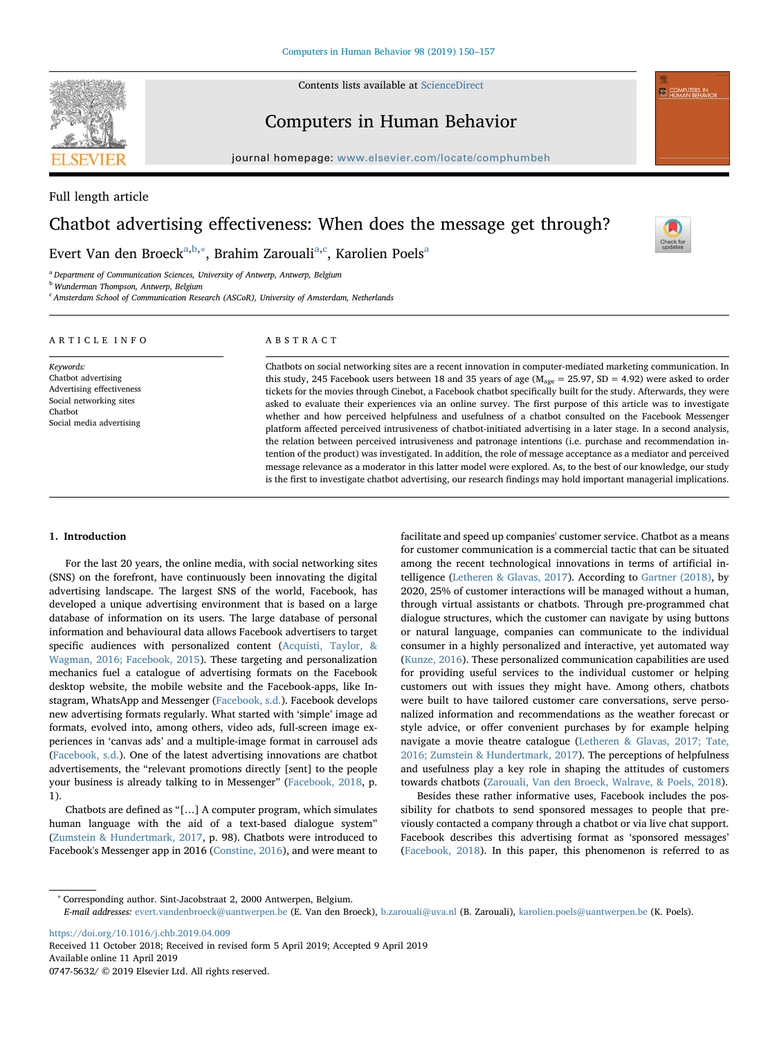Full length article

# Chatbot advertising effectiveness: When does the message get through?

Evert Van den Broeck[a,b,*], Brahim Zarouali[a,c], Karolien Poels[a]

[a] Department of Communication Sciences, University of Antwerp, Antwerp, Belgium

[b] Wunderman Thompson, Antwerp, Belgium

[c] Amsterdam School of Communication Research (ASCoR), University of Amsterdam, Netherlands

**ARTICLE INFO**

*Keywords:*
Chatbot advertising
Advertising effectiveness
Social networking sites
Chatbot
Social media advertising

**ABSTRACT**

Chatbots on social networking sites are a recent innovation in computer-mediated marketing communication. In this study, 245 Facebook users between 18 and 35 years of age ($M_{age}$ = 25.97, SD = 4.92) were asked to order tickets for the movies through Cinebot, a Facebook chatbot specifically built for the study. Afterwards, they were asked to evaluate their experiences via an online survey. The first purpose of this article was to investigate whether and how perceived helpfulness and usefulness of a chatbot consulted on the Facebook Messenger platform affected perceived intrusiveness of chatbot-initiated advertising in a later stage. In a second analysis, the relation between perceived intrusiveness and patronage intentions (i.e. purchase and recommendation intention of the product) was investigated. In addition, the role of message acceptance as a mediator and perceived message relevance as a moderator in this latter model were explored. As, to the best of our knowledge, our study is the first to investigate chatbot advertising, our research findings may hold important managerial implications.

## 1. Introduction

For the last 20 years, the online media, with social networking sites (SNS) on the forefront, have continuously been innovating the digital advertising landscape. The largest SNS of the world, Facebook, has developed a unique advertising environment that is based on a large database of information on its users. The large database of personal information and behavioural data allows Facebook advertisers to target specific audiences with personalized content (Acquisti, Taylor, & Wagman, 2016; Facebook, 2015). These targeting and personalization mechanics fuel a catalogue of advertising formats on the Facebook desktop website, the mobile website and the Facebook-apps, like Instagram, WhatsApp and Messenger (Facebook, s.d.). Facebook develops new advertising formats regularly. What started with 'simple' image ad formats, evolved into, among others, video ads, full-screen image experiences in 'canvas ads' and a multiple-image format in carrousel ads (Facebook, s.d.). One of the latest advertising innovations are chatbot advertisements, the "relevant promotions directly [sent] to the people your business is already talking to in Messenger" (Facebook, 2018, p. 1).

Chatbots are defined as "[…] A computer program, which simulates human language with the aid of a text-based dialogue system" (Zumstein & Hundertmark, 2017, p. 98). Chatbots were introduced to Facebook's Messenger app in 2016 (Constine, 2016), and were meant to facilitate and speed up companies' customer service. Chatbot as a means for customer communication is a commercial tactic that can be situated among the recent technological innovations in terms of artificial intelligence (Letheren & Glavas, 2017). According to Gartner (2018), by 2020, 25% of customer interactions will be managed without a human, through virtual assistants or chatbots. Through pre-programmed chat dialogue structures, which the customer can navigate by using buttons or natural language, companies can communicate to the individual consumer in a highly personalized and interactive, yet automated way (Kunze, 2016). These personalized communication capabilities are used for providing useful services to the individual customer or helping customers out with issues they might have. Among others, chatbots were built to have tailored customer care conversations, serve personalized information and recommendations as the weather forecast or style advice, or offer convenient purchases by for example helping navigate a movie theatre catalogue (Letheren & Glavas, 2017; Tate, 2016; Zumstein & Hundertmark, 2017). The perceptions of helpfulness and usefulness play a key role in shaping the attitudes of customers towards chatbots (Zarouali, Van den Broeck, Walrave, & Poels, 2018).

Besides these rather informative uses, Facebook includes the possibility for chatbots to send sponsored messages to people that previously contacted a company through a chatbot or via live chat support. Facebook describes this advertising format as 'sponsored messages' (Facebook, 2018). In this paper, this phenomenon is referred to as

* Corresponding author. Sint-Jacobstraat 2, 2000 Antwerpen, Belgium.
*E-mail addresses:* evert.vandenbroeck@uantwerpen.be (E. Van den Broeck), b.zarouali@uva.nl (B. Zarouali), karolien.poels@uantwerpen.be (K. Poels).

https://doi.org/10.1016/j.chb.2019.04.009
Received 11 October 2018; Received in revised form 5 April 2019; Accepted 9 April 2019
Available online 11 April 2019
0747-5632/ © 2019 Elsevier Ltd. All rights reserved.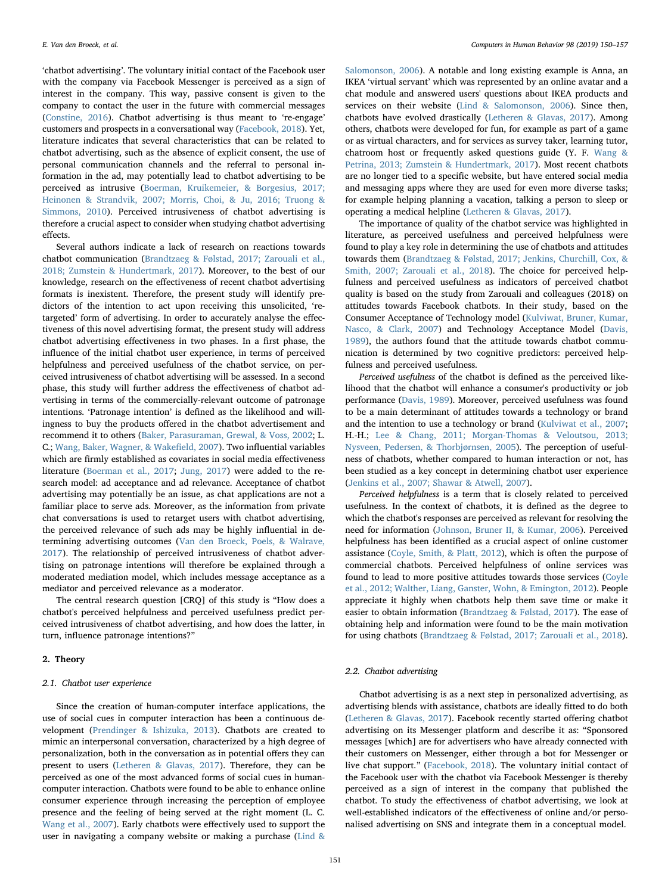'chatbot advertising'. The voluntary initial contact of the Facebook user with the company via Facebook Messenger is perceived as a sign of interest in the company. This way, passive consent is given to the company to contact the user in the future with commercial messages (Constine, 2016). Chatbot advertising is thus meant to 're-engage' customers and prospects in a conversational way (Facebook, 2018). Yet, literature indicates that several characteristics that can be related to chatbot advertising, such as the absence of explicit consent, the use of personal communication channels and the referral to personal information in the ad, may potentially lead to chatbot advertising to be perceived as intrusive (Boerman, Kruikemeier, & Borgesius, 2017; Heinonen & Strandvik, 2007; Morris, Choi, & Ju, 2016; Truong & Simmons, 2010). Perceived intrusiveness of chatbot advertising is therefore a crucial aspect to consider when studying chatbot advertising effects.

Several authors indicate a lack of research on reactions towards chatbot communication (Brandtzaeg & Følstad, 2017; Zarouali et al., 2018; Zumstein & Hundertmark, 2017). Moreover, to the best of our knowledge, research on the effectiveness of recent chatbot advertising formats is inexistent. Therefore, the present study will identify predictors of the intention to act upon receiving this unsolicited, 're-targeted' form of advertising. In order to accurately analyse the effectiveness of this novel advertising format, the present study will address chatbot advertising effectiveness in two phases. In a first phase, the influence of the initial chatbot user experience, in terms of perceived helpfulness and perceived usefulness of the chatbot service, on perceived intrusiveness of chatbot advertising will be assessed. In a second phase, this study will further address the effectiveness of chatbot advertising in terms of the commercially-relevant outcome of patronage intentions. 'Patronage intention' is defined as the likelihood and willingness to buy the products offered in the chatbot advertisement and recommend it to others (Baker, Parasuraman, Grewal, & Voss, 2002; L. C.; Wang, Baker, Wagner, & Wakefield, 2007). Two influential variables which are firmly established as covariates in social media effectiveness literature (Boerman et al., 2017; Jung, 2017) were added to the research model: ad acceptance and ad relevance. Acceptance of chatbot advertising may potentially be an issue, as chat applications are not a familiar place to serve ads. Moreover, as the information from private chat conversations is used to retarget users with chatbot advertising, the perceived relevance of such ads may be highly influential in determining advertising outcomes (Van den Broeck, Poels, & Walrave, 2017). The relationship of perceived intrusiveness of chatbot advertising on patronage intentions will therefore be explained through a moderated mediation model, which includes message acceptance as a mediator and perceived relevance as a moderator.

The central research question [CRQ] of this study is "How does a chatbot's perceived helpfulness and perceived usefulness predict perceived intrusiveness of chatbot advertising, and how does the latter, in turn, influence patronage intentions?"

## 2. Theory

### 2.1. Chatbot user experience

Since the creation of human-computer interface applications, the use of social cues in computer interaction has been a continuous development (Prendinger & Ishizuka, 2013). Chatbots are created to mimic an interpersonal conversation, characterized by a high degree of personalization, both in the conversation as in potential offers they can present to users (Letheren & Glavas, 2017). Therefore, they can be perceived as one of the most advanced forms of social cues in human-computer interaction. Chatbots were found to be able to enhance online consumer experience through increasing the perception of employee presence and the feeling of being served at the right moment (L. C. Wang et al., 2007). Early chatbots were effectively used to support the user in navigating a company website or making a purchase (Lind & Salomonson, 2006). A notable and long existing example is Anna, an IKEA 'virtual servant' which was represented by an online avatar and a chat module and answered users' questions about IKEA products and services on their website (Lind & Salomonson, 2006). Since then, chatbots have evolved drastically (Letheren & Glavas, 2017). Among others, chatbots were developed for fun, for example as part of a game or as virtual characters, and for services as survey taker, learning tutor, chatroom host or frequently asked questions guide (Y. F. Wang & Petrina, 2013; Zumstein & Hundertmark, 2017). Most recent chatbots are no longer tied to a specific website, but have entered social media and messaging apps where they are used for even more diverse tasks; for example helping planning a vacation, talking a person to sleep or operating a medical helpline (Letheren & Glavas, 2017).

The importance of quality of the chatbot service was highlighted in literature, as perceived usefulness and perceived helpfulness were found to play a key role in determining the use of chatbots and attitudes towards them (Brandtzaeg & Følstad, 2017; Jenkins, Churchill, Cox, & Smith, 2007; Zarouali et al., 2018). The choice for perceived helpfulness and perceived usefulness as indicators of perceived chatbot quality is based on the study from Zarouali and colleagues (2018) on attitudes towards Facebook chatbots. In their study, based on the Consumer Acceptance of Technology model (Kulviwat, Bruner, Kumar, Nasco, & Clark, 2007) and Technology Acceptance Model (Davis, 1989), the authors found that the attitude towards chatbot communication is determined by two cognitive predictors: perceived helpfulness and perceived usefulness.

*Perceived usefulness* of the chatbot is defined as the perceived likelihood that the chatbot will enhance a consumer's productivity or job performance (Davis, 1989). Moreover, perceived usefulness was found to be a main determinant of attitudes towards a technology or brand and the intention to use a technology or brand (Kulviwat et al., 2007; H.-H.; Lee & Chang, 2011; Morgan-Thomas & Veloutsou, 2013; Nysveen, Pedersen, & Thorbjørnsen, 2005). The perception of usefulness of chatbots, whether compared to human interaction or not, has been studied as a key concept in determining chatbot user experience (Jenkins et al., 2007; Shawar & Atwell, 2007).

*Perceived helpfulness* is a term that is closely related to perceived usefulness. In the context of chatbots, it is defined as the degree to which the chatbot's responses are perceived as relevant for resolving the need for information (Johnson, Bruner II, & Kumar, 2006). Perceived helpfulness has been identified as a crucial aspect of online customer assistance (Coyle, Smith, & Platt, 2012), which is often the purpose of commercial chatbots. Perceived helpfulness of online services was found to lead to more positive attitudes towards those services (Coyle et al., 2012; Walther, Liang, Ganster, Wohn, & Emington, 2012). People appreciate it highly when chatbots help them save time or make it easier to obtain information (Brandtzaeg & Følstad, 2017). The ease of obtaining help and information were found to be the main motivation for using chatbots (Brandtzaeg & Følstad, 2017; Zarouali et al., 2018).

### 2.2. Chatbot advertising

Chatbot advertising is as a next step in personalized advertising, as advertising blends with assistance, chatbots are ideally fitted to do both (Letheren & Glavas, 2017). Facebook recently started offering chatbot advertising on its Messenger platform and describe it as: "Sponsored messages [which] are for advertisers who have already connected with their customers on Messenger, either through a bot for Messenger or live chat support." (Facebook, 2018). The voluntary initial contact of the Facebook user with the chatbot via Facebook Messenger is thereby perceived as a sign of interest in the company that published the chatbot. To study the effectiveness of chatbot advertising, we look at well-established indicators of the effectiveness of online and/or personalised advertising on SNS and integrate them in a conceptual model.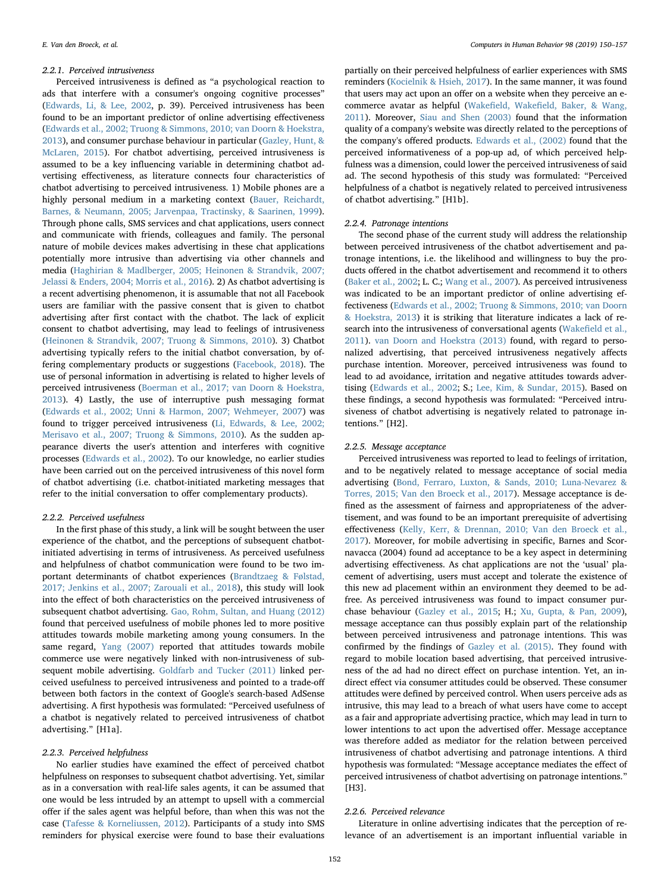#### 2.2.1. Perceived intrusiveness

Perceived intrusiveness is defined as "a psychological reaction to ads that interfere with a consumer's ongoing cognitive processes" (Edwards, Li, & Lee, 2002, p. 39). Perceived intrusiveness has been found to be an important predictor of online advertising effectiveness (Edwards et al., 2002; Truong & Simmons, 2010; van Doorn & Hoekstra, 2013), and consumer purchase behaviour in particular (Gazley, Hunt, & McLaren, 2015). For chatbot advertising, perceived intrusiveness is assumed to be a key influencing variable in determining chatbot advertising effectiveness, as literature connects four characteristics of chatbot advertising to perceived intrusiveness. 1) Mobile phones are a highly personal medium in a marketing context (Bauer, Reichardt, Barnes, & Neumann, 2005; Jarvenpaa, Tractinsky, & Saarinen, 1999). Through phone calls, SMS services and chat applications, users connect and communicate with friends, colleagues and family. The personal nature of mobile devices makes advertising in these chat applications potentially more intrusive than advertising via other channels and media (Haghirian & Madlberger, 2005; Heinonen & Strandvik, 2007; Jelassi & Enders, 2004; Morris et al., 2016). 2) As chatbot advertising is a recent advertising phenomenon, it is assumable that not all Facebook users are familiar with the passive consent that is given to chatbot advertising after first contact with the chatbot. The lack of explicit consent to chatbot advertising, may lead to feelings of intrusiveness (Heinonen & Strandvik, 2007; Truong & Simmons, 2010). 3) Chatbot advertising typically refers to the initial chatbot conversation, by offering complementary products or suggestions (Facebook, 2018). The use of personal information in advertising is related to higher levels of perceived intrusiveness (Boerman et al., 2017; van Doorn & Hoekstra, 2013). 4) Lastly, the use of interruptive push messaging format (Edwards et al., 2002; Unni & Harmon, 2007; Wehmeyer, 2007) was found to trigger perceived intrusiveness (Li, Edwards, & Lee, 2002; Merisavo et al., 2007; Truong & Simmons, 2010). As the sudden appearance diverts the user's attention and interferes with cognitive processes (Edwards et al., 2002). To our knowledge, no earlier studies have been carried out on the perceived intrusiveness of this novel form of chatbot advertising (i.e. chatbot-initiated marketing messages that refer to the initial conversation to offer complementary products).

#### 2.2.2. Perceived usefulness

In the first phase of this study, a link will be sought between the user experience of the chatbot, and the perceptions of subsequent chatbot-initiated advertising in terms of intrusiveness. As perceived usefulness and helpfulness of chatbot communication were found to be two important determinants of chatbot experiences (Brandtzaeg & Følstad, 2017; Jenkins et al., 2007; Zarouali et al., 2018), this study will look into the effect of both characteristics on the perceived intrusiveness of subsequent chatbot advertising. Gao, Rohm, Sultan, and Huang (2012) found that perceived usefulness of mobile phones led to more positive attitudes towards mobile marketing among young consumers. In the same regard, Yang (2007) reported that attitudes towards mobile commerce use were negatively linked with non-intrusiveness of subsequent mobile advertising. Goldfarb and Tucker (2011) linked perceived usefulness to perceived intrusiveness and pointed to a trade-off between both factors in the context of Google's search-based AdSense advertising. A first hypothesis was formulated: "Perceived usefulness of a chatbot is negatively related to perceived intrusiveness of chatbot advertising." [H1a].

#### 2.2.3. Perceived helpfulness

No earlier studies have examined the effect of perceived chatbot helpfulness on responses to subsequent chatbot advertising. Yet, similar as in a conversation with real-life sales agents, it can be assumed that one would be less intruded by an attempt to upsell with a commercial offer if the sales agent was helpful before, than when this was not the case (Tafesse & Korneliussen, 2012). Participants of a study into SMS reminders for physical exercise were found to base their evaluations partially on their perceived helpfulness of earlier experiences with SMS reminders (Kocielnik & Hsieh, 2017). In the same manner, it was found that users may act upon an offer on a website when they perceive an e-commerce avatar as helpful (Wakefield, Wakefield, Baker, & Wang, 2011). Moreover, Siau and Shen (2003) found that the information quality of a company's website was directly related to the perceptions of the company's offered products. Edwards et al., (2002) found that the perceived informativeness of a pop-up ad, of which perceived helpfulness was a dimension, could lower the perceived intrusiveness of said ad. The second hypothesis of this study was formulated: "Perceived helpfulness of a chatbot is negatively related to perceived intrusiveness of chatbot advertising." [H1b].

#### 2.2.4. Patronage intentions

The second phase of the current study will address the relationship between perceived intrusiveness of the chatbot advertisement and patronage intentions, i.e. the likelihood and willingness to buy the products offered in the chatbot advertisement and recommend it to others (Baker et al., 2002; L. C.; Wang et al., 2007). As perceived intrusiveness was indicated to be an important predictor of online advertising effectiveness (Edwards et al., 2002; Truong & Simmons, 2010; van Doorn & Hoekstra, 2013) it is striking that literature indicates a lack of research into the intrusiveness of conversational agents (Wakefield et al., 2011). van Doorn and Hoekstra (2013) found, with regard to personalized advertising, that perceived intrusiveness negatively affects purchase intention. Moreover, perceived intrusiveness was found to lead to ad avoidance, irritation and negative attitudes towards advertising (Edwards et al., 2002; S.; Lee, Kim, & Sundar, 2015). Based on these findings, a second hypothesis was formulated: "Perceived intrusiveness of chatbot advertising is negatively related to patronage intentions." [H2].

#### 2.2.5. Message acceptance

Perceived intrusiveness was reported to lead to feelings of irritation, and to be negatively related to message acceptance of social media advertising (Bond, Ferraro, Luxton, & Sands, 2010; Luna-Nevarez & Torres, 2015; Van den Broeck et al., 2017). Message acceptance is defined as the assessment of fairness and appropriateness of the advertisement, and was found to be an important prerequisite of advertising effectiveness (Kelly, Kerr, & Drennan, 2010; Van den Broeck et al., 2017). Moreover, for mobile advertising in specific, Barnes and Scornavacca (2004) found ad acceptance to be a key aspect in determining advertising effectiveness. As chat applications are not the 'usual' placement of advertising, users must accept and tolerate the existence of this new ad placement within an environment they deemed to be ad-free. As perceived intrusiveness was found to impact consumer purchase behaviour (Gazley et al., 2015; H.; Xu, Gupta, & Pan, 2009), message acceptance can thus possibly explain part of the relationship between perceived intrusiveness and patronage intentions. This was confirmed by the findings of Gazley et al. (2015). They found with regard to mobile location based advertising, that perceived intrusiveness of the ad had no direct effect on purchase intention. Yet, an indirect effect via consumer attitudes could be observed. These consumer attitudes were defined by perceived control. When users perceive ads as intrusive, this may lead to a breach of what users have come to accept as a fair and appropriate advertising practice, which may lead in turn to lower intentions to act upon the advertised offer. Message acceptance was therefore added as mediator for the relation between perceived intrusiveness of chatbot advertising and patronage intentions. A third hypothesis was formulated: "Message acceptance mediates the effect of perceived intrusiveness of chatbot advertising on patronage intentions." [H3].

#### 2.2.6. Perceived relevance

Literature in online advertising indicates that the perception of relevance of an advertisement is an important influential variable in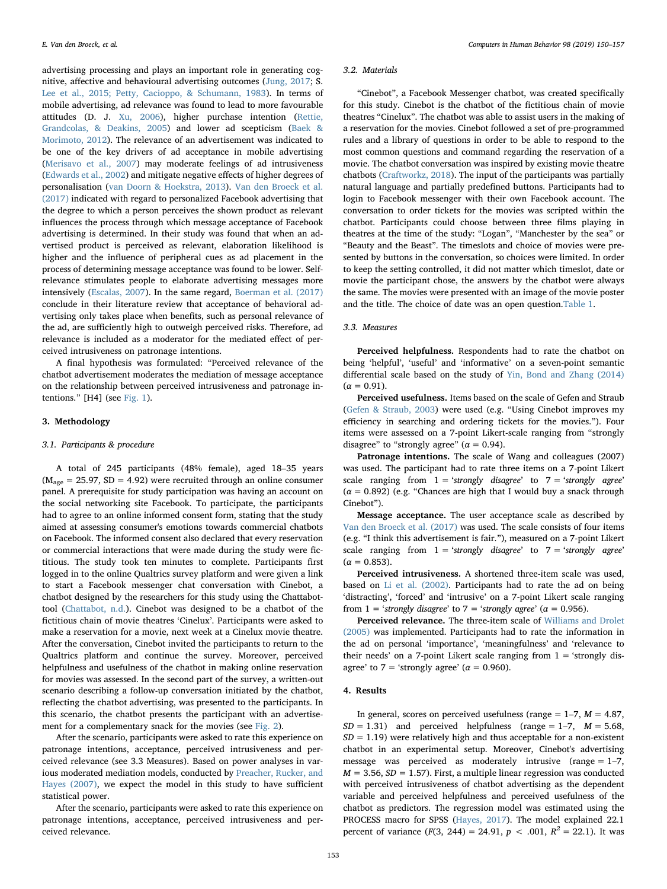advertising processing and plays an important role in generating cognitive, affective and behavioural advertising outcomes (Jung, 2017; S. Lee et al., 2015; Petty, Cacioppo, & Schumann, 1983). In terms of mobile advertising, ad relevance was found to lead to more favourable attitudes (D. J. Xu, 2006), higher purchase intention (Rettie, Grandcolas, & Deakins, 2005) and lower ad scepticism (Baek & Morimoto, 2012). The relevance of an advertisement was indicated to be one of the key drivers of ad acceptance in mobile advertising (Merisavo et al., 2007) may moderate feelings of ad intrusiveness (Edwards et al., 2002) and mitigate negative effects of higher degrees of personalisation (van Doorn & Hoekstra, 2013). Van den Broeck et al. (2017) indicated with regard to personalized Facebook advertising that the degree to which a person perceives the shown product as relevant influences the process through which message acceptance of Facebook advertising is determined. In their study was found that when an advertised product is perceived as relevant, elaboration likelihood is higher and the influence of peripheral cues as ad placement in the process of determining message acceptance was found to be lower. Self-relevance stimulates people to elaborate advertising messages more intensively (Escalas, 2007). In the same regard, Boerman et al. (2017) conclude in their literature review that acceptance of behavioral advertising only takes place when benefits, such as personal relevance of the ad, are sufficiently high to outweigh perceived risks. Therefore, ad relevance is included as a moderator for the mediated effect of perceived intrusiveness on patronage intentions.

A final hypothesis was formulated: "Perceived relevance of the chatbot advertisement moderates the mediation of message acceptance on the relationship between perceived intrusiveness and patronage intentions." [H4] (see Fig. 1).

## 3. Methodology

### 3.1. Participants & procedure

A total of 245 participants (48% female), aged 18–35 years ($M_{age}$ = 25.97, SD = 4.92) were recruited through an online consumer panel. A prerequisite for study participation was having an account on the social networking site Facebook. To participate, the participants had to agree to an online informed consent form, stating that the study aimed at assessing consumer's emotions towards commercial chatbots on Facebook. The informed consent also declared that every reservation or commercial interaction that were made during the study were fictitious. The study took ten minutes to complete. Participants first logged in to the online Qualtrics survey platform and were given a link to start a Facebook messenger chat conversation with Cinebot, a chatbot designed by the researchers for this study using the Chattabot-tool (Chattabot, n.d.). Cinebot was designed to be a chatbot of the fictitious chain of movie theatres 'Cinelux'. Participants were asked to make a reservation for a movie, next week at a Cinelux movie theatre. After the conversation, Cinebot invited the participants to return to the Qualtrics platform and continue the survey. Moreover, perceived helpfulness and usefulness of the chatbot in making online reservation for movies was assessed. In the second part of the survey, a written-out scenario describing a follow-up conversation initiated by the chatbot, reflecting the chatbot advertising, was presented to the participants. In this scenario, the chatbot presents the participant with an advertisement for a complementary snack for the movies (see Fig. 2).

After the scenario, participants were asked to rate this experience on patronage intentions, acceptance, perceived intrusiveness and perceived relevance (see 3.3 Measures). Based on power analyses in various moderated mediation models, conducted by Preacher, Rucker, and Hayes (2007), we expect the model in this study to have sufficient statistical power.

After the scenario, participants were asked to rate this experience on patronage intentions, acceptance, perceived intrusiveness and perceived relevance.

### 3.2. Materials

"Cinebot", a Facebook Messenger chatbot, was created specifically for this study. Cinebot is the chatbot of the fictitious chain of movie theatres "Cinelux". The chatbot was able to assist users in the making of a reservation for the movies. Cinebot followed a set of pre-programmed rules and a library of questions in order to be able to respond to the most common questions and command regarding the reservation of a movie. The chatbot conversation was inspired by existing movie theatre chatbots (Craftworkz, 2018). The input of the participants was partially natural language and partially predefined buttons. Participants had to login to Facebook messenger with their own Facebook account. The conversation to order tickets for the movies was scripted within the chatbot. Participants could choose between three films playing in theatres at the time of the study: "Logan", "Manchester by the sea" or "Beauty and the Beast". The timeslots and choice of movies were presented by buttons in the conversation, so choices were limited. In order to keep the setting controlled, it did not matter which timeslot, date or movie the participant chose, the answers by the chatbot were always the same. The movies were presented with an image of the movie poster and the title. The choice of date was an open question.Table 1.

### 3.3. Measures

**Perceived helpfulness.** Respondents had to rate the chatbot on being 'helpful', 'useful' and 'informative' on a seven-point semantic differential scale based on the study of Yin, Bond and Zhang (2014) (α = 0.91).

**Perceived usefulness.** Items based on the scale of Gefen and Straub (Gefen & Straub, 2003) were used (e.g. "Using Cinebot improves my efficiency in searching and ordering tickets for the movies."). Four items were assessed on a 7-point Likert-scale ranging from "strongly disagree" to "strongly agree" (α = 0.94).

**Patronage intentions.** The scale of Wang and colleagues (2007) was used. The participant had to rate three items on a 7-point Likert scale ranging from 1 = '*strongly disagree*' to 7 = '*strongly agree*' (α = 0.892) (e.g. "Chances are high that I would buy a snack through Cinebot").

**Message acceptance.** The user acceptance scale as described by Van den Broeck et al. (2017) was used. The scale consists of four items (e.g. "I think this advertisement is fair."), measured on a 7-point Likert scale ranging from 1 = '*strongly disagree*' to 7 = '*strongly agree*' (α = 0.853).

**Perceived intrusiveness.** A shortened three-item scale was used, based on Li et al. (2002). Participants had to rate the ad on being 'distracting', 'forced' and 'intrusive' on a 7-point Likert scale ranging from 1 = '*strongly disagree*' to 7 = '*strongly agree*' (α = 0.956).

**Perceived relevance.** The three-item scale of Williams and Drolet (2005) was implemented. Participants had to rate the information in the ad on personal 'importance', 'meaningfulness' and 'relevance to their needs' on a 7-point Likert scale ranging from 1 = 'strongly disagree' to 7 = 'strongly agree' (α = 0.960).

## 4. Results

In general, scores on perceived usefulness (range = 1–7, *M* = 4.87, *SD* = 1.31) and perceived helpfulness (range = 1–7, *M* = 5.68, *SD* = 1.19) were relatively high and thus acceptable for a non-existent chatbot in an experimental setup. Moreover, Cinebot's advertising message was perceived as moderately intrusive (range = 1–7, *M* = 3.56, *SD* = 1.57). First, a multiple linear regression was conducted with perceived intrusiveness of chatbot advertising as the dependent variable and perceived helpfulness and perceived usefulness of the chatbot as predictors. The regression model was estimated using the PROCESS macro for SPSS (Hayes, 2017). The model explained 22.1 percent of variance ($F(3, 244) = 24.91$, $p < .001$, $R^2 = 22.1$). It was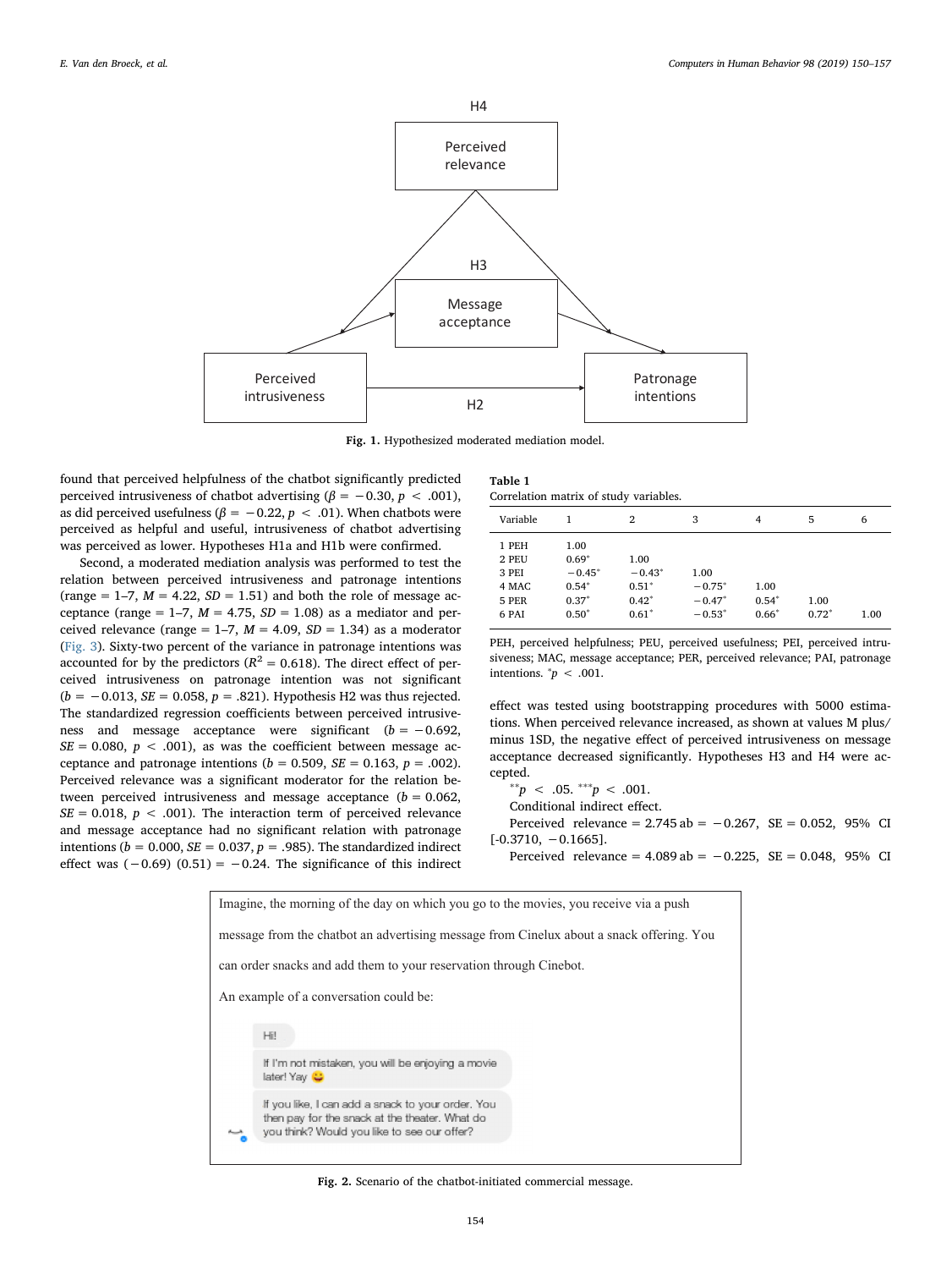H4

Perceived relevance

H3

Message acceptance

Perceived intrusiveness

Patronage intentions

H2

**Fig. 1.** Hypothesized moderated mediation model.

found that perceived helpfulness of the chatbot significantly predicted perceived intrusiveness of chatbot advertising ($\beta = -0.30$, $p < .001$), as did perceived usefulness ($\beta = -0.22$, $p < .01$). When chatbots were perceived as helpful and useful, intrusiveness of chatbot advertising was perceived as lower. Hypotheses H1a and H1b were confirmed.

Second, a moderated mediation analysis was performed to test the relation between perceived intrusiveness and patronage intentions (range = 1–7, $M = 4.22$, $SD = 1.51$) and both the role of message acceptance (range = 1–7, $M = 4.75$, $SD = 1.08$) as a mediator and perceived relevance (range = 1–7, $M = 4.09$, $SD = 1.34$) as a moderator (Fig. 3). Sixty-two percent of the variance in patronage intentions was accounted for by the predictors ($R^2 = 0.618$). The direct effect of perceived intrusiveness on patronage intention was not significant ($b = -0.013$, $SE = 0.058$, $p = .821$). Hypothesis H2 was thus rejected. The standardized regression coefficients between perceived intrusiveness and message acceptance were significant ($b = -0.692$, $SE = 0.080$, $p < .001$), as was the coefficient between message acceptance and patronage intentions ($b = 0.509$, $SE = 0.163$, $p = .002$). Perceived relevance was a significant moderator for the relation between perceived intrusiveness and message acceptance ($b = 0.062$, $SE = 0.018$, $p < .001$). The interaction term of perceived relevance and message acceptance had no significant relation with patronage intentions ($b = 0.000$, $SE = 0.037$, $p = .985$). The standardized indirect effect was $(-0.69)$ $(0.51) = -0.24$. The significance of this indirect effect was tested using bootstrapping procedures with 5000 estimations. When perceived relevance increased, as shown at values M plus/minus 1SD, the negative effect of perceived intrusiveness on message acceptance decreased significantly. Hypotheses H3 and H4 were accepted.

$^{**}p < .05$. $^{***}p < .001$.

Conditional indirect effect.

Perceived relevance = 2.745 ab = −0.267, SE = 0.052, 95% CI [-0.3710, −0.1665].

Perceived relevance = 4.089 ab = −0.225, SE = 0.048, 95% CI

**Table 1**
Correlation matrix of study variables.

| Variable | 1 | 2 | 3 | 4 | 5 | 6 |
|---|---|---|---|---|---|---|
| 1 PEH | 1.00 | | | | | |
| 2 PEU | 0.69* | 1.00 | | | | |
| 3 PEI | −0.45* | −0.43* | 1.00 | | | |
| 4 MAC | 0.54* | 0.51* | −0.75* | 1.00 | | |
| 5 PER | 0.37* | 0.42* | −0.47* | 0.54* | 1.00 | |
| 6 PAI | 0.50* | 0.61* | −0.53* | 0.66* | 0.72* | 1.00 |

PEH, perceived helpfulness; PEU, perceived usefulness; PEI, perceived intrusiveness; MAC, message acceptance; PER, perceived relevance; PAI, patronage intentions. $^{*}p < .001$.

Imagine, the morning of the day on which you go to the movies, you receive via a push message from the chatbot an advertising message from Cinelux about a snack offering. You can order snacks and add them to your reservation through Cinebot.

An example of a conversation could be:

Hi!

If I'm not mistaken, you will be enjoying a movie later! Yay 😀

If you like, I can add a snack to your order. You then pay for the snack at the theater. What do you think? Would you like to see our offer?

**Fig. 2.** Scenario of the chatbot-initiated commercial message.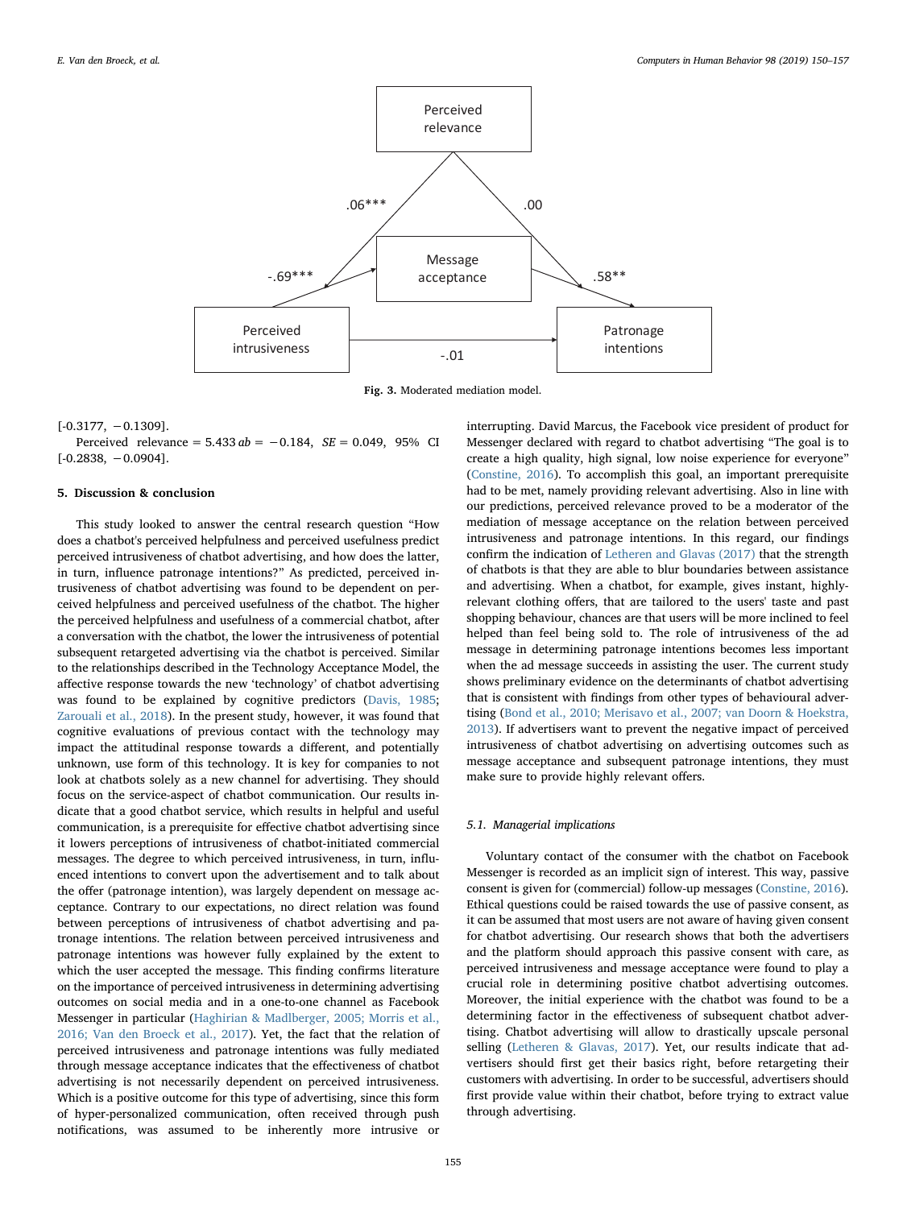Perceived relevance

.06***

.00

Message acceptance

-.69***

.58**

Perceived intrusiveness

Patronage intentions

-.01

**Fig. 3.** Moderated mediation model.

[-0.3177, −0.1309].

Perceived relevance = 5.433 $ab = -0.184$, $SE = 0.049$, 95% CI [-0.2838, −0.0904].

## 5. Discussion & conclusion

This study looked to answer the central research question "How does a chatbot's perceived helpfulness and perceived usefulness predict perceived intrusiveness of chatbot advertising, and how does the latter, in turn, influence patronage intentions?" As predicted, perceived intrusiveness of chatbot advertising was found to be dependent on perceived helpfulness and perceived usefulness of the chatbot. The higher the perceived helpfulness and usefulness of a commercial chatbot, after a conversation with the chatbot, the lower the intrusiveness of potential subsequent retargeted advertising via the chatbot is perceived. Similar to the relationships described in the Technology Acceptance Model, the affective response towards the new 'technology' of chatbot advertising was found to be explained by cognitive predictors (Davis, 1985; Zarouali et al., 2018). In the present study, however, it was found that cognitive evaluations of previous contact with the technology may impact the attitudinal response towards a different, and potentially unknown, use form of this technology. It is key for companies to not look at chatbots solely as a new channel for advertising. They should focus on the service-aspect of chatbot communication. Our results indicate that a good chatbot service, which results in helpful and useful communication, is a prerequisite for effective chatbot advertising since it lowers perceptions of intrusiveness of chatbot-initiated commercial messages. The degree to which perceived intrusiveness, in turn, influenced intentions to convert upon the advertisement and to talk about the offer (patronage intention), was largely dependent on message acceptance. Contrary to our expectations, no direct relation was found between perceptions of intrusiveness of chatbot advertising and patronage intentions. The relation between perceived intrusiveness and patronage intentions was however fully explained by the extent to which the user accepted the message. This finding confirms literature on the importance of perceived intrusiveness in determining advertising outcomes on social media and in a one-to-one channel as Facebook Messenger in particular (Haghirian & Madlberger, 2005; Morris et al., 2016; Van den Broeck et al., 2017). Yet, the fact that the relation of perceived intrusiveness and patronage intentions was fully mediated through message acceptance indicates that the effectiveness of chatbot advertising is not necessarily dependent on perceived intrusiveness. Which is a positive outcome for this type of advertising, since this form of hyper-personalized communication, often received through push notifications, was assumed to be inherently more intrusive or interrupting. David Marcus, the Facebook vice president of product for Messenger declared with regard to chatbot advertising "The goal is to create a high quality, high signal, low noise experience for everyone" (Constine, 2016). To accomplish this goal, an important prerequisite had to be met, namely providing relevant advertising. Also in line with our predictions, perceived relevance proved to be a moderator of the mediation of message acceptance on the relation between perceived intrusiveness and patronage intentions. In this regard, our findings confirm the indication of Letheren and Glavas (2017) that the strength of chatbots is that they are able to blur boundaries between assistance and advertising. When a chatbot, for example, gives instant, highly-relevant clothing offers, that are tailored to the users' taste and past shopping behaviour, chances are that users will be more inclined to feel helped than feel being sold to. The role of intrusiveness of the ad message in determining patronage intentions becomes less important when the ad message succeeds in assisting the user. The current study shows preliminary evidence on the determinants of chatbot advertising that is consistent with findings from other types of behavioural advertising (Bond et al., 2010; Merisavo et al., 2007; van Doorn & Hoekstra, 2013). If advertisers want to prevent the negative impact of perceived intrusiveness of chatbot advertising on advertising outcomes such as message acceptance and subsequent patronage intentions, they must make sure to provide highly relevant offers.

### 5.1. Managerial implications

Voluntary contact of the consumer with the chatbot on Facebook Messenger is recorded as an implicit sign of interest. This way, passive consent is given for (commercial) follow-up messages (Constine, 2016). Ethical questions could be raised towards the use of passive consent, as it can be assumed that most users are not aware of having given consent for chatbot advertising. Our research shows that both the advertisers and the platform should approach this passive consent with care, as perceived intrusiveness and message acceptance were found to play a crucial role in determining positive chatbot advertising outcomes. Moreover, the initial experience with the chatbot was found to be a determining factor in the effectiveness of subsequent chatbot advertising. Chatbot advertising will allow to drastically upscale personal selling (Letheren & Glavas, 2017). Yet, our results indicate that advertisers should first get their basics right, before retargeting their customers with advertising. In order to be successful, advertisers should first provide value within their chatbot, before trying to extract value through advertising.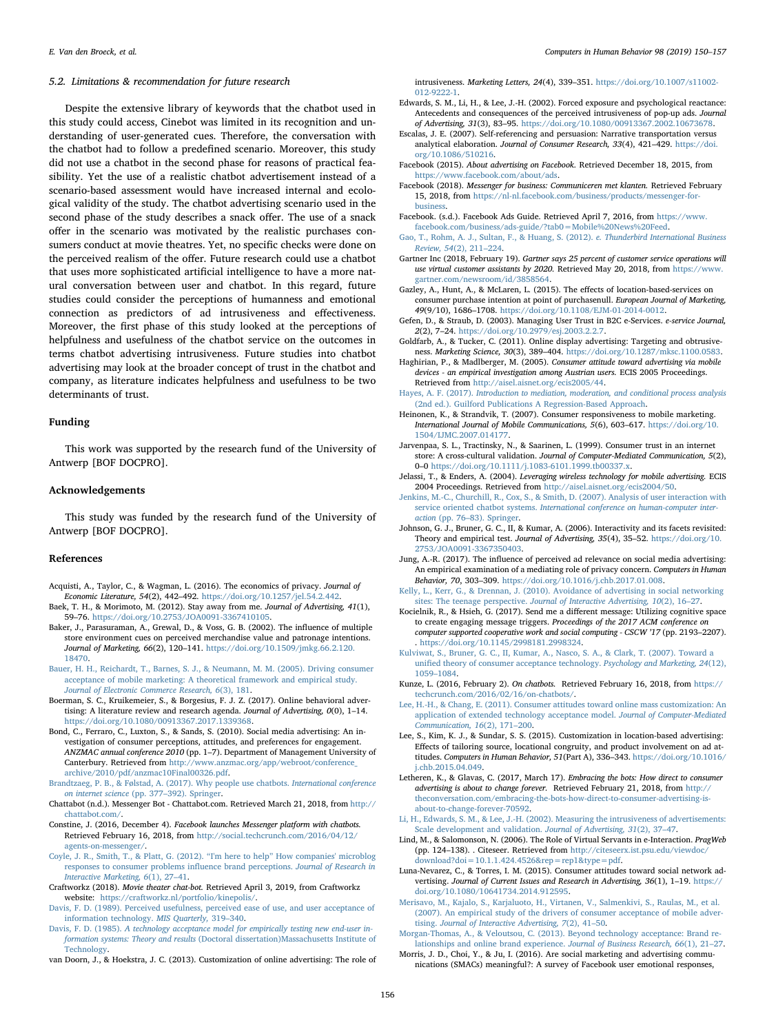### 5.2. Limitations & recommendation for future research

Despite the extensive library of keywords that the chatbot used in this study could access, Cinebot was limited in its recognition and understanding of user-generated cues. Therefore, the conversation with the chatbot had to follow a predefined scenario. Moreover, this study did not use a chatbot in the second phase for reasons of practical feasibility. Yet the use of a realistic chatbot advertisement instead of a scenario-based assessment would have increased internal and ecological validity of the study. The chatbot advertising scenario used in the second phase of the study describes a snack offer. The use of a snack offer in the scenario was motivated by the realistic purchases consumers conduct at movie theatres. Yet, no specific checks were done on the perceived realism of the offer. Future research could use a chatbot that uses more sophisticated artificial intelligence to have a more natural conversation between user and chatbot. In this regard, future studies could consider the perceptions of humanness and emotional connection as predictors of ad intrusiveness and effectiveness. Moreover, the first phase of this study looked at the perceptions of helpfulness and usefulness of the chatbot service on the outcomes in terms chatbot advertising intrusiveness. Future studies into chatbot advertising may look at the broader concept of trust in the chatbot and company, as literature indicates helpfulness and usefulness to be two determinants of trust.

## Funding

This work was supported by the research fund of the University of Antwerp [BOF DOCPRO].

## Acknowledgements

This study was funded by the research fund of the University of Antwerp [BOF DOCPRO].

## References

Acquisti, A., Taylor, C., & Wagman, L. (2016). The economics of privacy. *Journal of Economic Literature, 54*(2), 442–492. https://doi.org/10.1257/jel.54.2.442.

Baek, T. H., & Morimoto, M. (2012). Stay away from me. *Journal of Advertising, 41*(1), 59–76. https://doi.org/10.2753/JOA0091-3367410105.

Baker, J., Parasuraman, A., Grewal, D., & Voss, G. B. (2002). The influence of multiple store environment cues on perceived merchandise value and patronage intentions. *Journal of Marketing, 66*(2), 120–141. https://doi.org/10.1509/jmkg.66.2.120.18470.

Bauer, H. H., Reichardt, T., Barnes, S. J., & Neumann, M. M. (2005). Driving consumer acceptance of mobile marketing: A theoretical framework and empirical study. *Journal of Electronic Commerce Research, 6*(3), 181.

Boerman, S. C., Kruikemeier, S., & Borgesius, F. J. Z. (2017). Online behavioral advertising: A literature review and research agenda. *Journal of Advertising, 0*(0), 1–14. https://doi.org/10.1080/00913367.2017.1339368.

Bond, C., Ferraro, C., Luxton, S., & Sands, S. (2010). Social media advertising: An investigation of consumer perceptions, attitudes, and preferences for engagement. *ANZMAC annual conference 2010* (pp. 1–7). Department of Management University of Canterbury. Retrieved from http://www.anzmac.org/app/webroot/conference_archive/2010/pdf/anzmac10Final00326.pdf.

Brandtzaeg, P. B., & Følstad, A. (2017). Why people use chatbots. *International conference on internet science* (pp. 377–392). Springer.

Chattabot (n.d.). Messenger Bot - Chattabot.com. Retrieved March 21, 2018, from http://chattabot.com/.

Constine, J. (2016, December 4). *Facebook launches Messenger platform with chatbots.* Retrieved February 16, 2018, from http://social.techcrunch.com/2016/04/12/agents-on-messenger/.

Coyle, J. R., Smith, T., & Platt, G. (2012). "I'm here to help" How companies' microblog responses to consumer problems influence brand perceptions. *Journal of Research in Interactive Marketing, 6*(1), 27–41.

Craftworkz (2018). *Movie theater chat-bot.* Retrieved April 3, 2019, from Craftworkz website: https://craftworkz.nl/portfolio/kinepolis/.

Davis, F. D. (1989). Perceived usefulness, perceived ease of use, and user acceptance of information technology. *MIS Quarterly,* 319–340.

Davis, F. D. (1985). *A technology acceptance model for empirically testing new end-user information systems: Theory and results* (Doctoral dissertation)Massachusetts Institute of Technology.

van Doorn, J., & Hoekstra, J. C. (2013). Customization of online advertising: The role of intrusiveness. *Marketing Letters, 24*(4), 339–351. https://doi.org/10.1007/s11002-012-9222-1.

Edwards, S. M., Li, H., & Lee, J.-H. (2002). Forced exposure and psychological reactance: Antecedents and consequences of the perceived intrusiveness of pop-up ads. *Journal of Advertising, 31*(3), 83–95. https://doi.org/10.1080/00913367.2002.10673678.

Escalas, J. E. (2007). Self-referencing and persuasion: Narrative transportation versus analytical elaboration. *Journal of Consumer Research, 33*(4), 421–429. https://doi.org/10.1086/510216.

Facebook (2015). *About advertising on Facebook.* Retrieved December 18, 2015, from https://www.facebook.com/about/ads.

Facebook (2018). *Messenger for business: Communiceren met klanten.* Retrieved February 15, 2018, from https://nl-nl.facebook.com/business/products/messenger-for-business.

Facebook. (s.d.). Facebook Ads Guide. Retrieved April 7, 2016, from https://www.facebook.com/business/ads-guide/?tab0=Mobile%20News%20Feed.

Gao, T., Rohm, A. J., Sultan, F., & Huang, S. (2012). *e. Thunderbird International Business Review, 54*(2), 211–224.

Gartner Inc (2018, February 19). *Gartner says 25 percent of customer service operations will use virtual customer assistants by 2020.* Retrieved May 20, 2018, from https://www.gartner.com/newsroom/id/3858564.

Gazley, A., Hunt, A., & McLaren, L. (2015). The effects of location-based-services on consumer purchase intention at point of purchasenull. *European Journal of Marketing, 49*(9/10), 1686–1708. https://doi.org/10.1108/EJM-01-2014-0012.

Gefen, D., & Straub, D. (2003). Managing User Trust in B2C e-Services. *e-service Journal, 2*(2), 7–24. https://doi.org/10.2979/esj.2003.2.2.7.

Goldfarb, A., & Tucker, C. (2011). Online display advertising: Targeting and obtrusiveness. *Marketing Science, 30*(3), 389–404. https://doi.org/10.1287/mksc.1100.0583.

Haghirian, P., & Madlberger, M. (2005). *Consumer attitude toward advertising via mobile devices - an empirical investigation among Austrian users.* ECIS 2005 Proceedings. Retrieved from http://aisel.aisnet.org/ecis2005/44.

Hayes, A. F. (2017). *Introduction to mediation, moderation, and conditional process analysis* (2nd ed.). Guilford Publications A Regression-Based Approach.

Heinonen, K., & Strandvik, T. (2007). Consumer responsiveness to mobile marketing. *International Journal of Mobile Communications, 5*(6), 603–617. https://doi.org/10.1504/IJMC.2007.014177.

Jarvenpaa, S. L., Tractinsky, N., & Saarinen, L. (1999). Consumer trust in an internet store: A cross-cultural validation. *Journal of Computer-Mediated Communication, 5*(2), 0–0 https://doi.org/10.1111/j.1083-6101.1999.tb00337.x.

Jelassi, T., & Enders, A. (2004). *Leveraging wireless technology for mobile advertising.* ECIS 2004 Proceedings. Retrieved from http://aisel.aisnet.org/ecis2004/50.

Jenkins, M.-C., Churchill, R., Cox, S., & Smith, D. (2007). Analysis of user interaction with service oriented chatbot systems. *International conference on human-computer interaction* (pp. 76–83). Springer.

Johnson, G. J., II, Bruner, G. C., II, & Kumar, A. (2006). Interactivity and its facets revisited: Theory and empirical test. *Journal of Advertising, 35*(4), 35–52. https://doi.org/10.2753/JOA0091-3367350403.

Jung, A.-R. (2017). The influence of perceived ad relevance on social media advertising: An empirical examination of a mediating role of privacy concern. *Computers in Human Behavior, 70*, 303–309. https://doi.org/10.1016/j.chb.2017.01.008.

Kelly, L., Kerr, G., & Drennan, J. (2010). Avoidance of advertising in social networking sites: The teenage perspective. *Journal of Interactive Advertising, 10*(2), 16–27.

Kocielnik, R., & Hsieh, G. (2017). Send me a different message: Utilizing cognitive space to create engaging message triggers. *Proceedings of the 2017 ACM conference on computer supported cooperative work and social computing - CSCW '17* (pp. 2193–2207). . https://doi.org/10.1145/2998181.2998324.

Kulviwat, S., Bruner, G. C., II, Kumar, A., Nasco, S. A., & Clark, T. (2007). Toward a unified theory of consumer acceptance technology. *Psychology and Marketing, 24*(12), 1059–1084.

Kunze, L. (2016, February 2). *On chatbots.* Retrieved February 16, 2018, from https://techcrunch.com/2016/02/16/on-chatbots/.

Lee, H.-H., & Chang, E. (2011). Consumer attitudes toward online mass customization: An application of extended technology acceptance model. *Journal of Computer-Mediated Communication, 16*(2), 171–200.

Lee, S., Kim, K. J., & Sundar, S. S. (2015). Customization in location-based advertising: Effects of tailoring source, locational congruity, and product involvement on ad attitudes. *Computers in Human Behavior, 51*(Part A), 336–343. https://doi.org/10.1016/j.chb.2015.04.049.

Letheren, K., & Glavas, C. (2017, March 17). *Embracing the bots: How direct to consumer advertising is about to change forever.* Retrieved February 21, 2018, from http://theconversation.com/embracing-the-bots-how-direct-to-consumer-advertising-is-about-to-change-forever-70592.

Li, H., Edwards, S. M., & Lee, J.-H. (2002). Measuring the intrusiveness of advertisements: Scale development and validation. *Journal of Advertising, 31*(2), 37–47.

Lind, M., & Salomonson, N. (2006). The Role of Virtual Servants in e-Interaction. *PragWeb* (pp. 124–138). . Citeseer. Retrieved from http://citeseerx.ist.psu.edu/viewdoc/download?doi=10.1.1.424.4526&rep=rep1&type=pdf.

Luna-Nevarez, C., & Torres, I. M. (2015). Consumer attitudes toward social network advertising. *Journal of Current Issues and Research in Advertising, 36*(1), 1–19. https://doi.org/10.1080/10641734.2014.912595.

Merisavo, M., Kajalo, S., Karjaluoto, H., Virtanen, V., Salmenkivi, S., Raulas, M., et al. (2007). An empirical study of the drivers of consumer acceptance of mobile advertising. *Journal of Interactive Advertising, 7*(2), 41–50.

Morgan-Thomas, A., & Veloutsou, C. (2013). Beyond technology acceptance: Brand relationships and online brand experience. *Journal of Business Research, 66*(1), 21–27.

Morris, J. D., Choi, Y., & Ju, I. (2016). Are social marketing and advertising communications (SMACs) meaningful?: A survey of Facebook user emotional responses,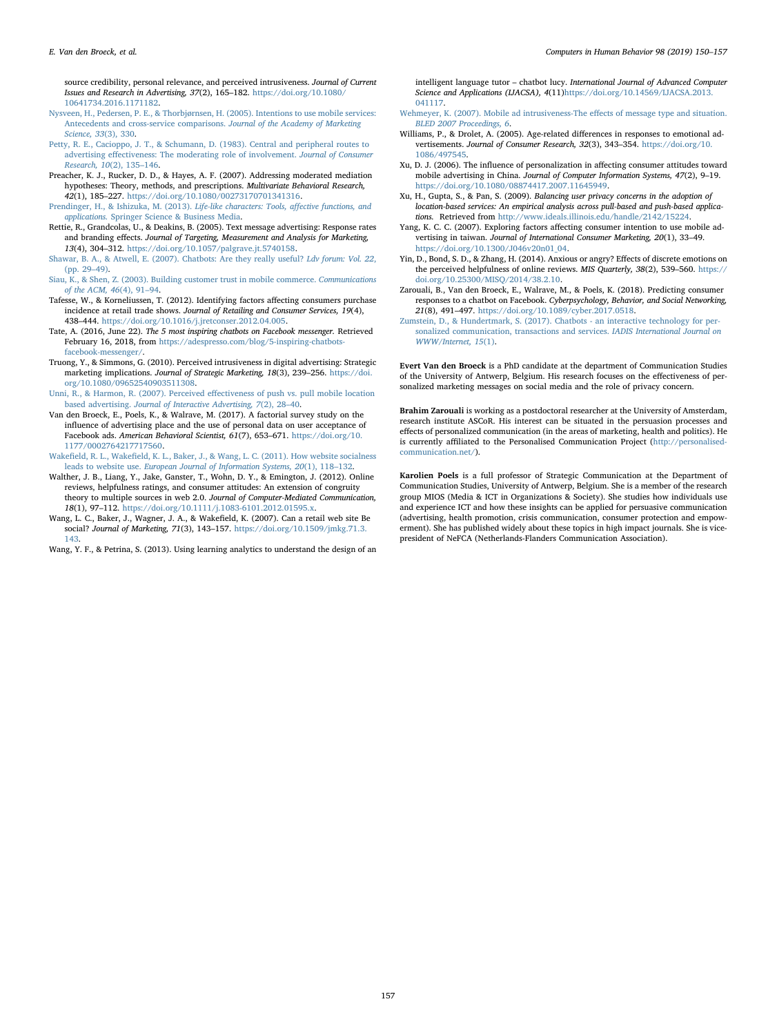source credibility, personal relevance, and perceived intrusiveness. *Journal of Current Issues and Research in Advertising, 37*(2), 165–182. https://doi.org/10.1080/10641734.2016.1171182.

Nysveen, H., Pedersen, P. E., & Thorbjørnsen, H. (2005). Intentions to use mobile services: Antecedents and cross-service comparisons. *Journal of the Academy of Marketing Science, 33*(3), 330.

Petty, R. E., Cacioppo, J. T., & Schumann, D. (1983). Central and peripheral routes to advertising effectiveness: The moderating role of involvement. *Journal of Consumer Research, 10*(2), 135–146.

Preacher, K. J., Rucker, D. D., & Hayes, A. F. (2007). Addressing moderated mediation hypotheses: Theory, methods, and prescriptions. *Multivariate Behavioral Research, 42*(1), 185–227. https://doi.org/10.1080/00273170701341316.

Prendinger, H., & Ishizuka, M. (2013). *Life-like characters: Tools, affective functions, and applications.* Springer Science & Business Media.

Rettie, R., Grandcolas, U., & Deakins, B. (2005). Text message advertising: Response rates and branding effects. *Journal of Targeting, Measurement and Analysis for Marketing, 13*(4), 304–312. https://doi.org/10.1057/palgrave.jt.5740158.

Shawar, B. A., & Atwell, E. (2007). Chatbots: Are they really useful? *Ldv forum: Vol. 22*, (pp. 29–49).

Siau, K., & Shen, Z. (2003). Building customer trust in mobile commerce. *Communications of the ACM, 46*(4), 91–94.

Tafesse, W., & Korneliussen, T. (2012). Identifying factors affecting consumers purchase incidence at retail trade shows. *Journal of Retailing and Consumer Services, 19*(4), 438–444. https://doi.org/10.1016/j.jretconser.2012.04.005.

Tate, A. (2016, June 22). *The 5 most inspiring chatbots on Facebook messenger.* Retrieved February 16, 2018, from https://adespresso.com/blog/5-inspiring-chatbots-facebook-messenger/.

Truong, Y., & Simmons, G. (2010). Perceived intrusiveness in digital advertising: Strategic marketing implications. *Journal of Strategic Marketing, 18*(3), 239–256. https://doi.org/10.1080/09652540903511308.

Unni, R., & Harmon, R. (2007). Perceived effectiveness of push vs. pull mobile location based advertising. *Journal of Interactive Advertising, 7*(2), 28–40.

Van den Broeck, E., Poels, K., & Walrave, M. (2017). A factorial survey study on the influence of advertising place and the use of personal data on user acceptance of Facebook ads. *American Behavioral Scientist, 61*(7), 653–671. https://doi.org/10.1177/0002764217717560.

Wakefield, R. L., Wakefield, K. L., Baker, J., & Wang, L. C. (2011). How website socialness leads to website use. *European Journal of Information Systems, 20*(1), 118–132.

Walther, J. B., Liang, Y., Jake, Ganster, T., Wohn, D. Y., & Emington, J. (2012). Online reviews, helpfulness ratings, and consumer attitudes: An extension of congruity theory to multiple sources in web 2.0. *Journal of Computer-Mediated Communication, 18*(1), 97–112. https://doi.org/10.1111/j.1083-6101.2012.01595.x.

Wang, L. C., Baker, J., Wagner, J. A., & Wakefield, K. (2007). Can a retail web site Be social? *Journal of Marketing, 71*(3), 143–157. https://doi.org/10.1509/jmkg.71.3.143.

Wang, Y. F., & Petrina, S. (2013). Using learning analytics to understand the design of an intelligent language tutor – chatbot lucy. *International Journal of Advanced Computer Science and Applications (IJACSA), 4*(11)https://doi.org/10.14569/IJACSA.2013.041117.

Wehmeyer, K. (2007). Mobile ad intrusiveness-The effects of message type and situation. *BLED 2007 Proceedings, 6*.

Williams, P., & Drolet, A. (2005). Age-related differences in responses to emotional advertisements. *Journal of Consumer Research, 32*(3), 343–354. https://doi.org/10.1086/497545.

Xu, D. J. (2006). The influence of personalization in affecting consumer attitudes toward mobile advertising in China. *Journal of Computer Information Systems, 47*(2), 9–19. https://doi.org/10.1080/08874417.2007.11645949.

Xu, H., Gupta, S., & Pan, S. (2009). *Balancing user privacy concerns in the adoption of location-based services: An empirical analysis across pull-based and push-based applications.* Retrieved from http://www.ideals.illinois.edu/handle/2142/15224.

Yang, K. C. C. (2007). Exploring factors affecting consumer intention to use mobile advertising in taiwan. *Journal of International Consumer Marketing, 20*(1), 33–49. https://doi.org/10.1300/J046v20n01_04.

Yin, D., Bond, S. D., & Zhang, H. (2014). Anxious or angry? Effects of discrete emotions on the perceived helpfulness of online reviews. *MIS Quarterly, 38*(2), 539–560. https://doi.org/10.25300/MISQ/2014/38.2.10.

Zarouali, B., Van den Broeck, E., Walrave, M., & Poels, K. (2018). Predicting consumer responses to a chatbot on Facebook. *Cyberpsychology, Behavior, and Social Networking, 21*(8), 491–497. https://doi.org/10.1089/cyber.2017.0518.

Zumstein, D., & Hundertmark, S. (2017). Chatbots - an interactive technology for personalized communication, transactions and services. *IADIS International Journal on WWW/Internet, 15*(1).

**Evert Van den Broeck** is a PhD candidate at the department of Communication Studies of the University of Antwerp, Belgium. His research focuses on the effectiveness of personalized marketing messages on social media and the role of privacy concern.

**Brahim Zarouali** is working as a postdoctoral researcher at the University of Amsterdam, research institute ASCoR. His interest can be situated in the persuasion processes and effects of personalized communication (in the areas of marketing, health and politics). He is currently affiliated to the Personalised Communication Project (http://personalised-communication.net/).

**Karolien Poels** is a full professor of Strategic Communication at the Department of Communication Studies, University of Antwerp, Belgium. She is a member of the research group MIOS (Media & ICT in Organizations & Society). She studies how individuals use and experience ICT and how these insights can be applied for persuasive communication (advertising, health promotion, crisis communication, consumer protection and empowerment). She has published widely about these topics in high impact journals. She is vice-president of NeFCA (Netherlands-Flanders Communication Association).